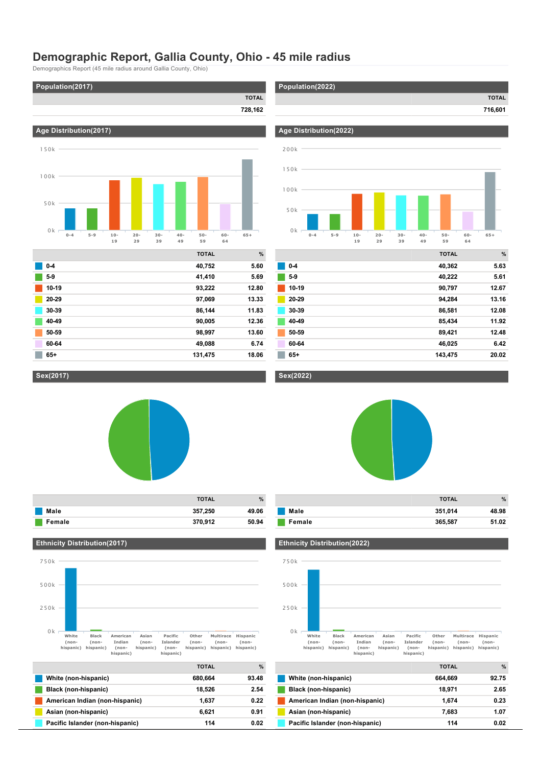# Demographic Report, Gallia County, Ohio - 45 mile radius

Demographics Report (45 mile radius around Gallia County, Ohio)

## Population(2017)

| | TOTAL |
|---|---|
| | 728,162 |

## Population(2022)

| | TOTAL |
|---|---|
| | 716,601 |

## Age Distribution(2017)

| | TOTAL | % |
|---|---|---|
| 0-4 | 40,752 | 5.60 |
| 5-9 | 41,410 | 5.69 |
| 10-19 | 93,222 | 12.80 |
| 20-29 | 97,069 | 13.33 |
| 30-39 | 86,144 | 11.83 |
| 40-49 | 90,005 | 12.36 |
| 50-59 | 98,997 | 13.60 |
| 60-64 | 49,088 | 6.74 |
| 65+ | 131,475 | 18.06 |

## Age Distribution(2022)

| | TOTAL | % |
|---|---|---|
| 0-4 | 40,362 | 5.63 |
| 5-9 | 40,222 | 5.61 |
| 10-19 | 90,797 | 12.67 |
| 20-29 | 94,284 | 13.16 |
| 30-39 | 86,581 | 12.08 |
| 40-49 | 85,434 | 11.92 |
| 50-59 | 89,421 | 12.48 |
| 60-64 | 46,025 | 6.42 |
| 65+ | 143,475 | 20.02 |

## Sex(2017)

| | TOTAL | % |
|---|---|---|
| Male | 357,250 | 49.06 |
| Female | 370,912 | 50.94 |

## Sex(2022)

| | TOTAL | % |
|---|---|---|
| Male | 351,014 | 48.98 |
| Female | 365,587 | 51.02 |

## Ethnicity Distribution(2017)

| | TOTAL | % |
|---|---|---|
| White (non-hispanic) | 680,664 | 93.48 |
| Black (non-hispanic) | 18,526 | 2.54 |
| American Indian (non-hispanic) | 1,637 | 0.22 |
| Asian (non-hispanic) | 6,621 | 0.91 |
| Pacific Islander (non-hispanic) | 114 | 0.02 |

## Ethnicity Distribution(2022)

| | TOTAL | % |
|---|---|---|
| White (non-hispanic) | 664,669 | 92.75 |
| Black (non-hispanic) | 18,971 | 2.65 |
| American Indian (non-hispanic) | 1,674 | 0.23 |
| Asian (non-hispanic) | 7,683 | 1.07 |
| Pacific Islander (non-hispanic) | 114 | 0.02 |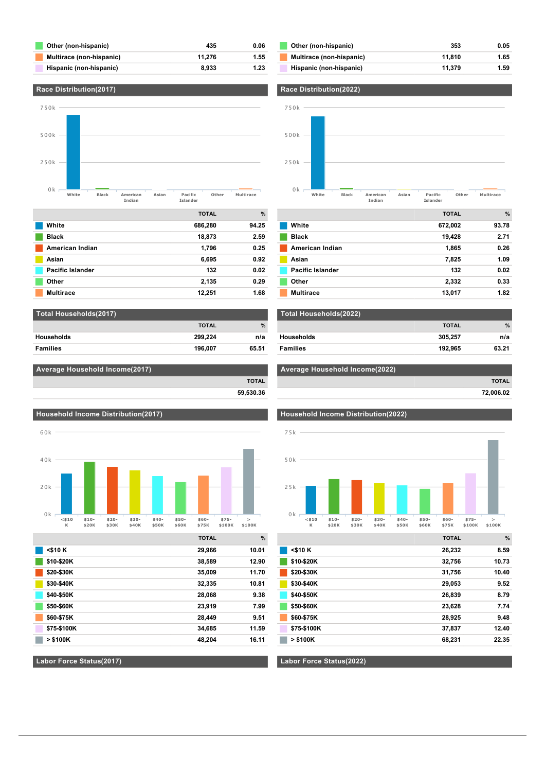| | | |
|---|---|---|
| Other (non-hispanic) | 435 | 0.06 |
| Multirace (non-hispanic) | 11,276 | 1.55 |
| Hispanic (non-hispanic) | 8,933 | 1.23 |

| | | |
|---|---|---|
| Other (non-hispanic) | 353 | 0.05 |
| Multirace (non-hispanic) | 11,810 | 1.65 |
| Hispanic (non-hispanic) | 11,379 | 1.59 |

## Race Distribution(2017)

| | TOTAL | % |
|---|---|---|
| White | 686,280 | 94.25 |
| Black | 18,873 | 2.59 |
| American Indian | 1,796 | 0.25 |
| Asian | 6,695 | 0.92 |
| Pacific Islander | 132 | 0.02 |
| Other | 2,135 | 0.29 |
| Multirace | 12,251 | 1.68 |

## Race Distribution(2022)

| | TOTAL | % |
|---|---|---|
| White | 672,002 | 93.78 |
| Black | 19,428 | 2.71 |
| American Indian | 1,865 | 0.26 |
| Asian | 7,825 | 1.09 |
| Pacific Islander | 132 | 0.02 |
| Other | 2,332 | 0.33 |
| Multirace | 13,017 | 1.82 |

## Total Households(2017)

| | TOTAL | % |
|---|---|---|
| Households | 299,224 | n/a |
| Families | 196,007 | 65.51 |

## Total Households(2022)

| | TOTAL | % |
|---|---|---|
| Households | 305,257 | n/a |
| Families | 192,965 | 63.21 |

## Average Household Income(2017)

| TOTAL |
|---|
| 59,530.36 |

## Average Household Income(2022)

| TOTAL |
|---|
| 72,006.02 |

## Household Income Distribution(2017)

| | TOTAL | % |
|---|---|---|
| <$10 K | 29,966 | 10.01 |
| $10-$20K | 38,589 | 12.90 |
| $20-$30K | 35,009 | 11.70 |
| $30-$40K | 32,335 | 10.81 |
| $40-$50K | 28,068 | 9.38 |
| $50-$60K | 23,919 | 7.99 |
| $60-$75K | 28,449 | 9.51 |
| $75-$100K | 34,685 | 11.59 |
| > $100K | 48,204 | 16.11 |

## Household Income Distribution(2022)

| | TOTAL | % |
|---|---|---|
| <$10 K | 26,232 | 8.59 |
| $10-$20K | 32,756 | 10.73 |
| $20-$30K | 31,756 | 10.40 |
| $30-$40K | 29,053 | 9.52 |
| $40-$50K | 26,839 | 8.79 |
| $50-$60K | 23,628 | 7.74 |
| $60-$75K | 28,925 | 9.48 |
| $75-$100K | 37,837 | 12.40 |
| > $100K | 68,231 | 22.35 |

## Labor Force Status(2017)

## Labor Force Status(2022)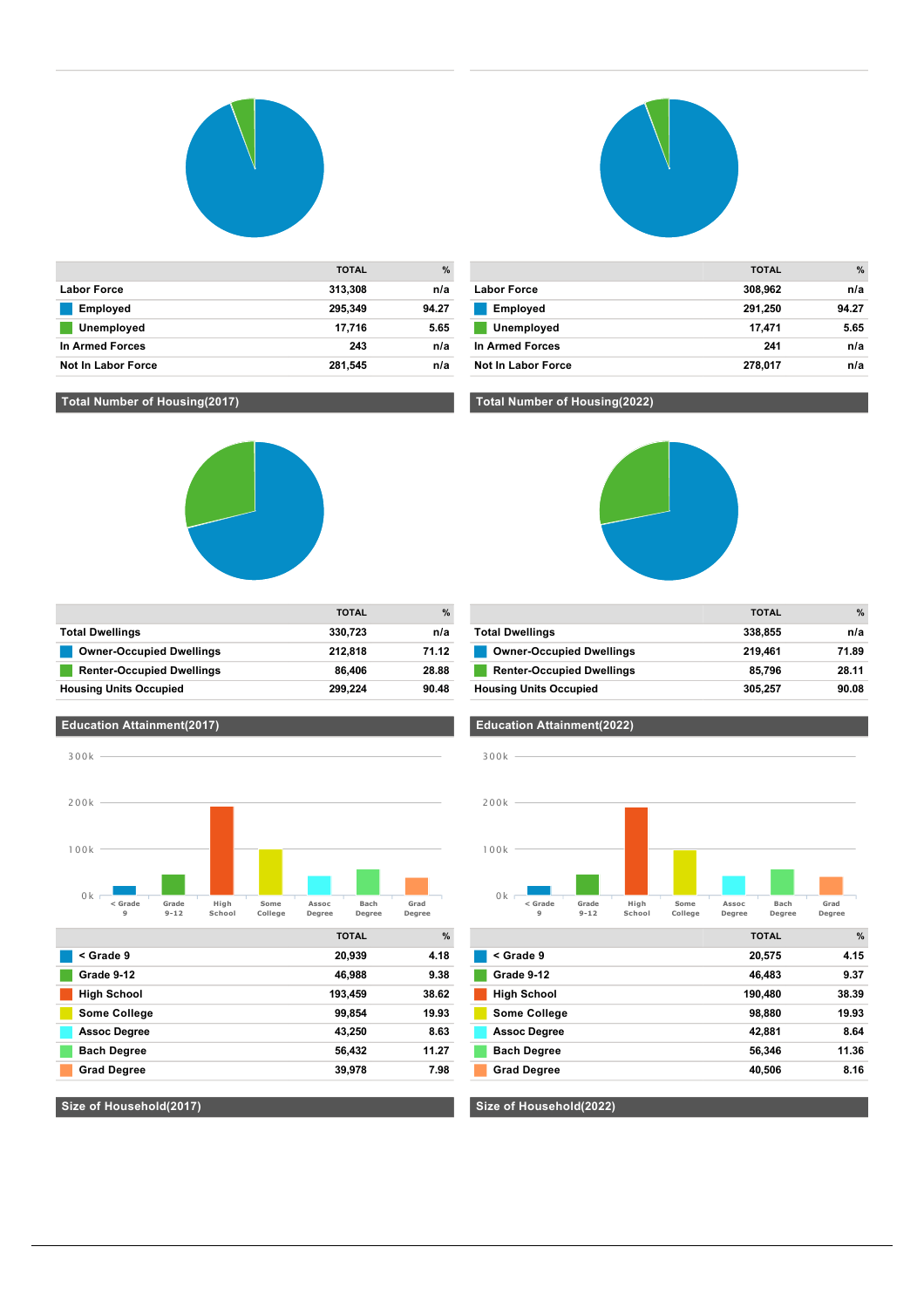|  | TOTAL | % |
|---|---|---|
| Labor Force | 313,308 | n/a |
| Employed | 295,349 | 94.27 |
| Unemployed | 17,716 | 5.65 |
| In Armed Forces | 243 | n/a |
| Not In Labor Force | 281,545 | n/a |

|  | TOTAL | % |
|---|---|---|
| Labor Force | 308,962 | n/a |
| Employed | 291,250 | 94.27 |
| Unemployed | 17,471 | 5.65 |
| In Armed Forces | 241 | n/a |
| Not In Labor Force | 278,017 | n/a |

## Total Number of Housing(2017)

|  | TOTAL | % |
|---|---|---|
| Total Dwellings | 330,723 | n/a |
| Owner-Occupied Dwellings | 212,818 | 71.12 |
| Renter-Occupied Dwellings | 86,406 | 28.88 |
| Housing Units Occupied | 299,224 | 90.48 |

## Total Number of Housing(2022)

|  | TOTAL | % |
|---|---|---|
| Total Dwellings | 338,855 | n/a |
| Owner-Occupied Dwellings | 219,461 | 71.89 |
| Renter-Occupied Dwellings | 85,796 | 28.11 |
| Housing Units Occupied | 305,257 | 90.08 |

## Education Attainment(2017)

|  | TOTAL | % |
|---|---|---|
| < Grade 9 | 20,939 | 4.18 |
| Grade 9-12 | 46,988 | 9.38 |
| High School | 193,459 | 38.62 |
| Some College | 99,854 | 19.93 |
| Assoc Degree | 43,250 | 8.63 |
| Bach Degree | 56,432 | 11.27 |
| Grad Degree | 39,978 | 7.98 |

## Education Attainment(2022)

|  | TOTAL | % |
|---|---|---|
| < Grade 9 | 20,575 | 4.15 |
| Grade 9-12 | 46,483 | 9.37 |
| High School | 190,480 | 38.39 |
| Some College | 98,880 | 19.93 |
| Assoc Degree | 42,881 | 8.64 |
| Bach Degree | 56,346 | 11.36 |
| Grad Degree | 40,506 | 8.16 |

## Size of Household(2017)

## Size of Household(2022)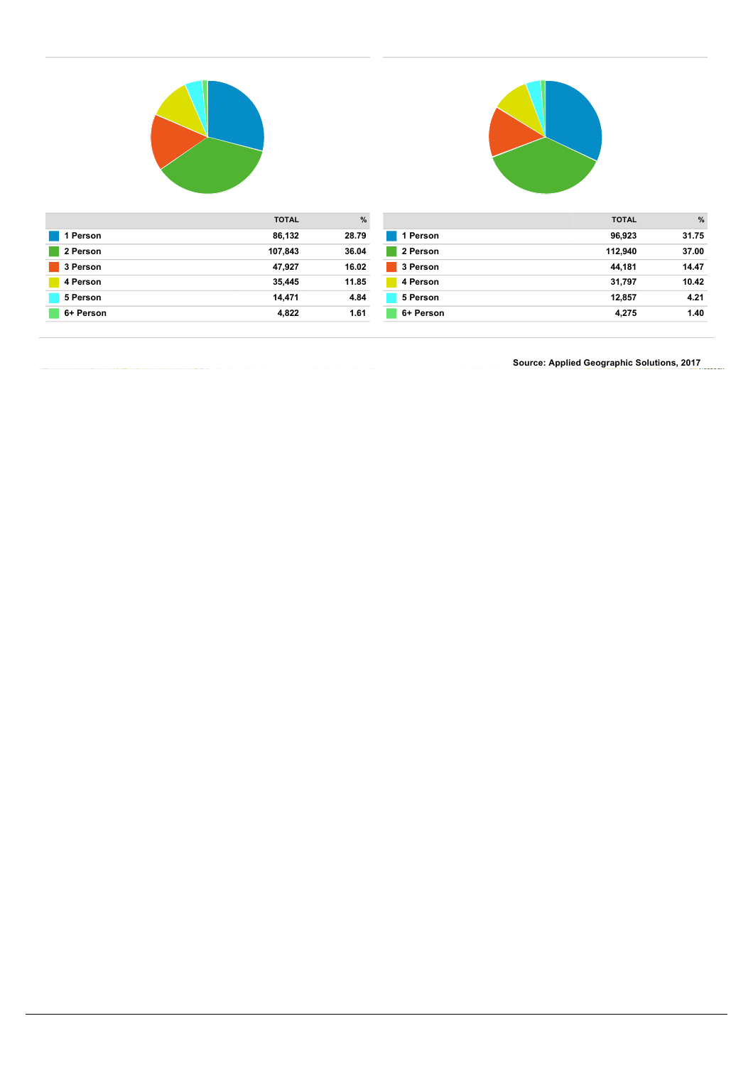| | TOTAL | % |
|---|---|---|
| 1 Person | 86,132 | 28.79 |
| 2 Person | 107,843 | 36.04 |
| 3 Person | 47,927 | 16.02 |
| 4 Person | 35,445 | 11.85 |
| 5 Person | 14,471 | 4.84 |
| 6+ Person | 4,822 | 1.61 |

| | TOTAL | % |
|---|---|---|
| 1 Person | 96,923 | 31.75 |
| 2 Person | 112,940 | 37.00 |
| 3 Person | 44,181 | 14.47 |
| 4 Person | 31,797 | 10.42 |
| 5 Person | 12,857 | 4.21 |
| 6+ Person | 4,275 | 1.40 |

Source: Applied Geographic Solutions, 2017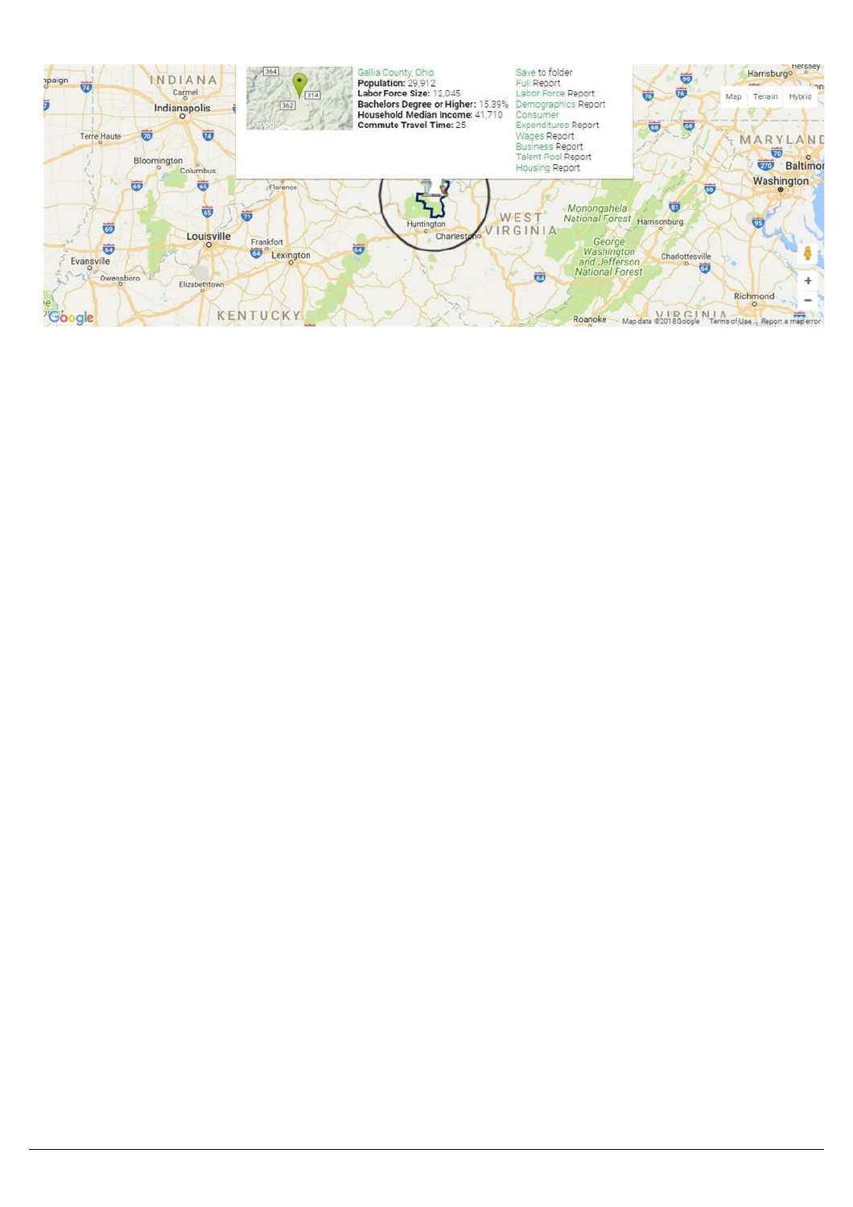Gallia County, Ohio
**Population:** 29,912
**Labor Force Size:** 12,045
**Bachelors Degree or Higher:** 15.39%
**Household Median Income:** 41,710
**Commute Travel Time:** 25

Save to folder
Full Report
Labor Force Report
Demographics Report
Consumer Expenditures Report
Wages Report
Business Report
Talent Pool Report
Housing Report